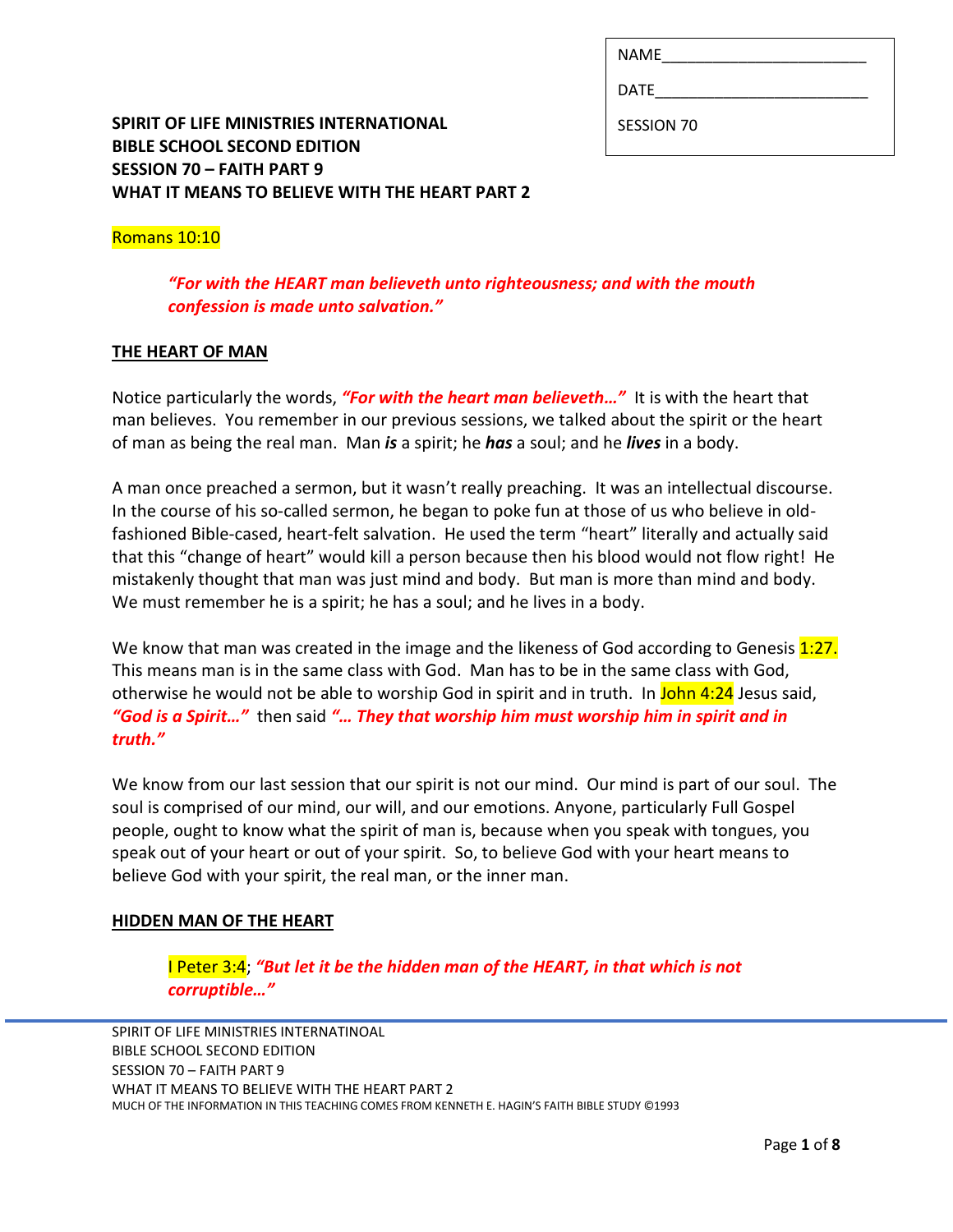| NAME________________________ |
| --- |
| DATE_________________________ |
| SESSION 70 |

**SPIRIT OF LIFE MINISTRIES INTERNATIONAL**
**BIBLE SCHOOL SECOND EDITION**
**SESSION 70 – FAITH PART 9**
**WHAT IT MEANS TO BELIEVE WITH THE HEART PART 2**

Romans 10:10

> ***"For with the HEART man believeth unto righteousness; and with the mouth confession is made unto salvation."***

## THE HEART OF MAN

Notice particularly the words, ***"For with the heart man believeth…"*** It is with the heart that man believes. You remember in our previous sessions, we talked about the spirit or the heart of man as being the real man. Man ***is*** a spirit; he ***has*** a soul; and he ***lives*** in a body.

A man once preached a sermon, but it wasn't really preaching. It was an intellectual discourse. In the course of his so-called sermon, he began to poke fun at those of us who believe in old-fashioned Bible-cased, heart-felt salvation. He used the term "heart" literally and actually said that this "change of heart" would kill a person because then his blood would not flow right! He mistakenly thought that man was just mind and body. But man is more than mind and body. We must remember he is a spirit; he has a soul; and he lives in a body.

We know that man was created in the image and the likeness of God according to Genesis 1:27. This means man is in the same class with God. Man has to be in the same class with God, otherwise he would not be able to worship God in spirit and in truth. In John 4:24 Jesus said, ***"God is a Spirit…"*** then said ***"… They that worship him must worship him in spirit and in truth."***

We know from our last session that our spirit is not our mind. Our mind is part of our soul. The soul is comprised of our mind, our will, and our emotions. Anyone, particularly Full Gospel people, ought to know what the spirit of man is, because when you speak with tongues, you speak out of your heart or out of your spirit. So, to believe God with your heart means to believe God with your spirit, the real man, or the inner man.

## HIDDEN MAN OF THE HEART

> I Peter 3:4; ***"But let it be the hidden man of the HEART, in that which is not corruptible…"***

MUCH OF THE INFORMATION IN THIS TEACHING COMES FROM KENNETH E. HAGIN'S FAITH BIBLE STUDY ©1993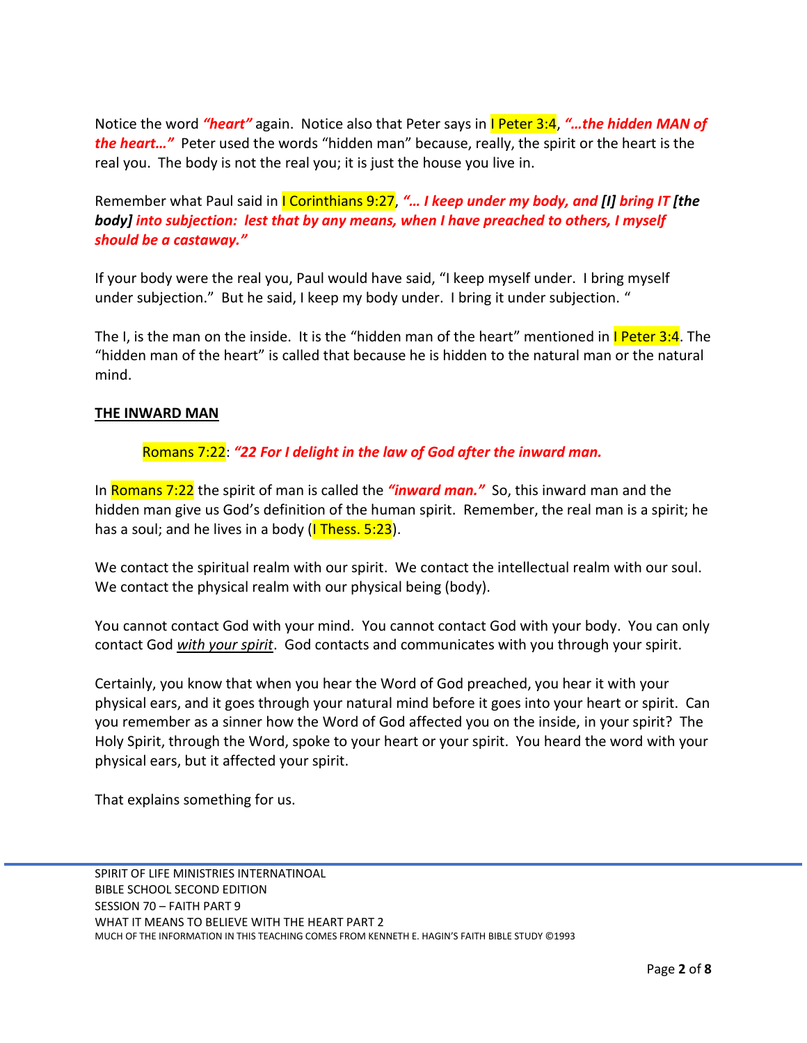Notice the word ***"heart"*** again. Notice also that Peter says in I Peter 3:4, ***"…the hidden MAN of the heart…"*** Peter used the words "hidden man" because, really, the spirit or the heart is the real you. The body is not the real you; it is just the house you live in.

Remember what Paul said in I Corinthians 9:27, ***"… I keep under my body, and [I] bring IT [the body] into subjection: lest that by any means, when I have preached to others, I myself should be a castaway."***

If your body were the real you, Paul would have said, "I keep myself under. I bring myself under subjection." But he said, I keep my body under. I bring it under subjection. "

The I, is the man on the inside. It is the "hidden man of the heart" mentioned in I Peter 3:4. The "hidden man of the heart" is called that because he is hidden to the natural man or the natural mind.

## THE INWARD MAN

> Romans 7:22: ***"22 For I delight in the law of God after the inward man.***

In Romans 7:22 the spirit of man is called the ***"inward man."*** So, this inward man and the hidden man give us God's definition of the human spirit. Remember, the real man is a spirit; he has a soul; and he lives in a body (I Thess. 5:23).

We contact the spiritual realm with our spirit. We contact the intellectual realm with our soul. We contact the physical realm with our physical being (body).

You cannot contact God with your mind. You cannot contact God with your body. You can only contact God *with your spirit*. God contacts and communicates with you through your spirit.

Certainly, you know that when you hear the Word of God preached, you hear it with your physical ears, and it goes through your natural mind before it goes into your heart or spirit. Can you remember as a sinner how the Word of God affected you on the inside, in your spirit? The Holy Spirit, through the Word, spoke to your heart or your spirit. You heard the word with your physical ears, but it affected your spirit.

That explains something for us.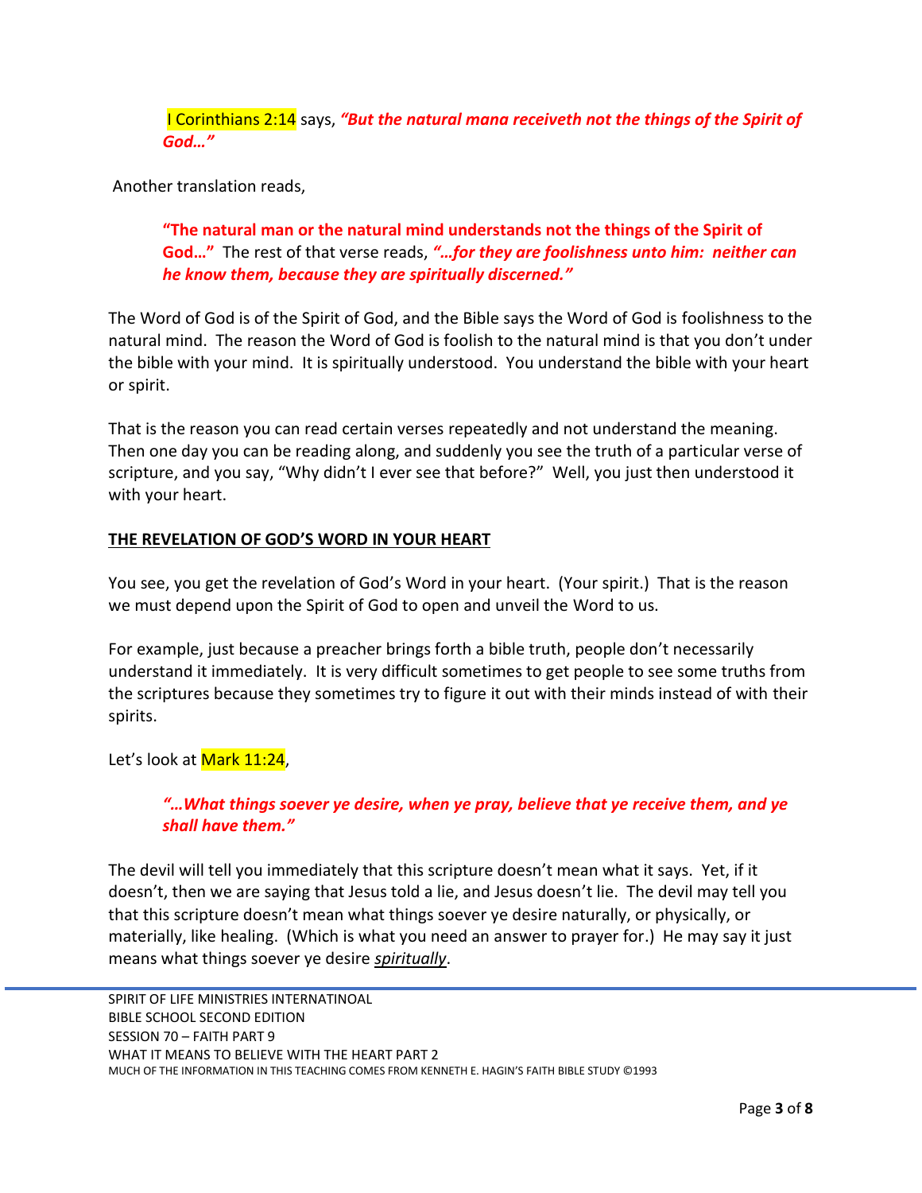I Corinthians 2:14 says, ***"But the natural mana receiveth not the things of the Spirit of God…"***

Another translation reads,

> **"The natural man or the natural mind understands not the things of the Spirit of God…"** The rest of that verse reads, ***"…for they are foolishness unto him: neither can he know them, because they are spiritually discerned."***

The Word of God is of the Spirit of God, and the Bible says the Word of God is foolishness to the natural mind. The reason the Word of God is foolish to the natural mind is that you don't under the bible with your mind. It is spiritually understood. You understand the bible with your heart or spirit.

That is the reason you can read certain verses repeatedly and not understand the meaning. Then one day you can be reading along, and suddenly you see the truth of a particular verse of scripture, and you say, "Why didn't I ever see that before?" Well, you just then understood it with your heart.

**THE REVELATION OF GOD'S WORD IN YOUR HEART**

You see, you get the revelation of God's Word in your heart. (Your spirit.) That is the reason we must depend upon the Spirit of God to open and unveil the Word to us.

For example, just because a preacher brings forth a bible truth, people don't necessarily understand it immediately. It is very difficult sometimes to get people to see some truths from the scriptures because they sometimes try to figure it out with their minds instead of with their spirits.

Let's look at Mark 11:24,

> ***"…What things soever ye desire, when ye pray, believe that ye receive them, and ye shall have them."***

The devil will tell you immediately that this scripture doesn't mean what it says. Yet, if it doesn't, then we are saying that Jesus told a lie, and Jesus doesn't lie. The devil may tell you that this scripture doesn't mean what things soever ye desire naturally, or physically, or materially, like healing. (Which is what you need an answer to prayer for.) He may say it just means what things soever ye desire ***spiritually***.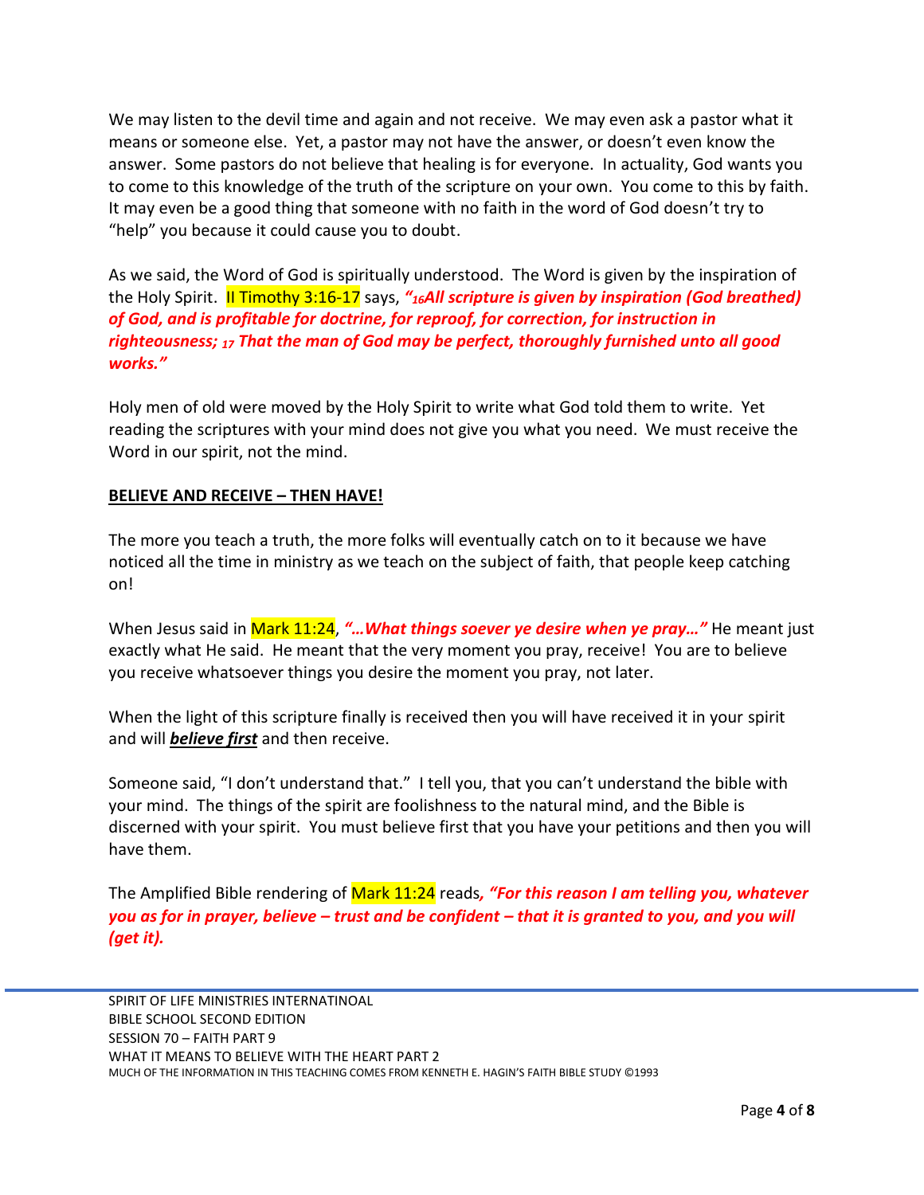We may listen to the devil time and again and not receive. We may even ask a pastor what it means or someone else. Yet, a pastor may not have the answer, or doesn't even know the answer. Some pastors do not believe that healing is for everyone. In actuality, God wants you to come to this knowledge of the truth of the scripture on your own. You come to this by faith. It may even be a good thing that someone with no faith in the word of God doesn't try to "help" you because it could cause you to doubt.

As we said, the Word of God is spiritually understood. The Word is given by the inspiration of the Holy Spirit. II Timothy 3:16-17 says, ***"16All scripture is given by inspiration (God breathed) of God, and is profitable for doctrine, for reproof, for correction, for instruction in righteousness; 17 That the man of God may be perfect, thoroughly furnished unto all good works."***

Holy men of old were moved by the Holy Spirit to write what God told them to write. Yet reading the scriptures with your mind does not give you what you need. We must receive the Word in our spirit, not the mind.

**BELIEVE AND RECEIVE – THEN HAVE!**

The more you teach a truth, the more folks will eventually catch on to it because we have noticed all the time in ministry as we teach on the subject of faith, that people keep catching on!

When Jesus said in Mark 11:24, ***"…What things soever ye desire when ye pray…"*** He meant just exactly what He said. He meant that the very moment you pray, receive! You are to believe you receive whatsoever things you desire the moment you pray, not later.

When the light of this scripture finally is received then you will have received it in your spirit and will ***believe first*** and then receive.

Someone said, "I don't understand that." I tell you, that you can't understand the bible with your mind. The things of the spirit are foolishness to the natural mind, and the Bible is discerned with your spirit. You must believe first that you have your petitions and then you will have them.

The Amplified Bible rendering of Mark 11:24 reads, ***"For this reason I am telling you, whatever you as for in prayer, believe – trust and be confident – that it is granted to you, and you will (get it).***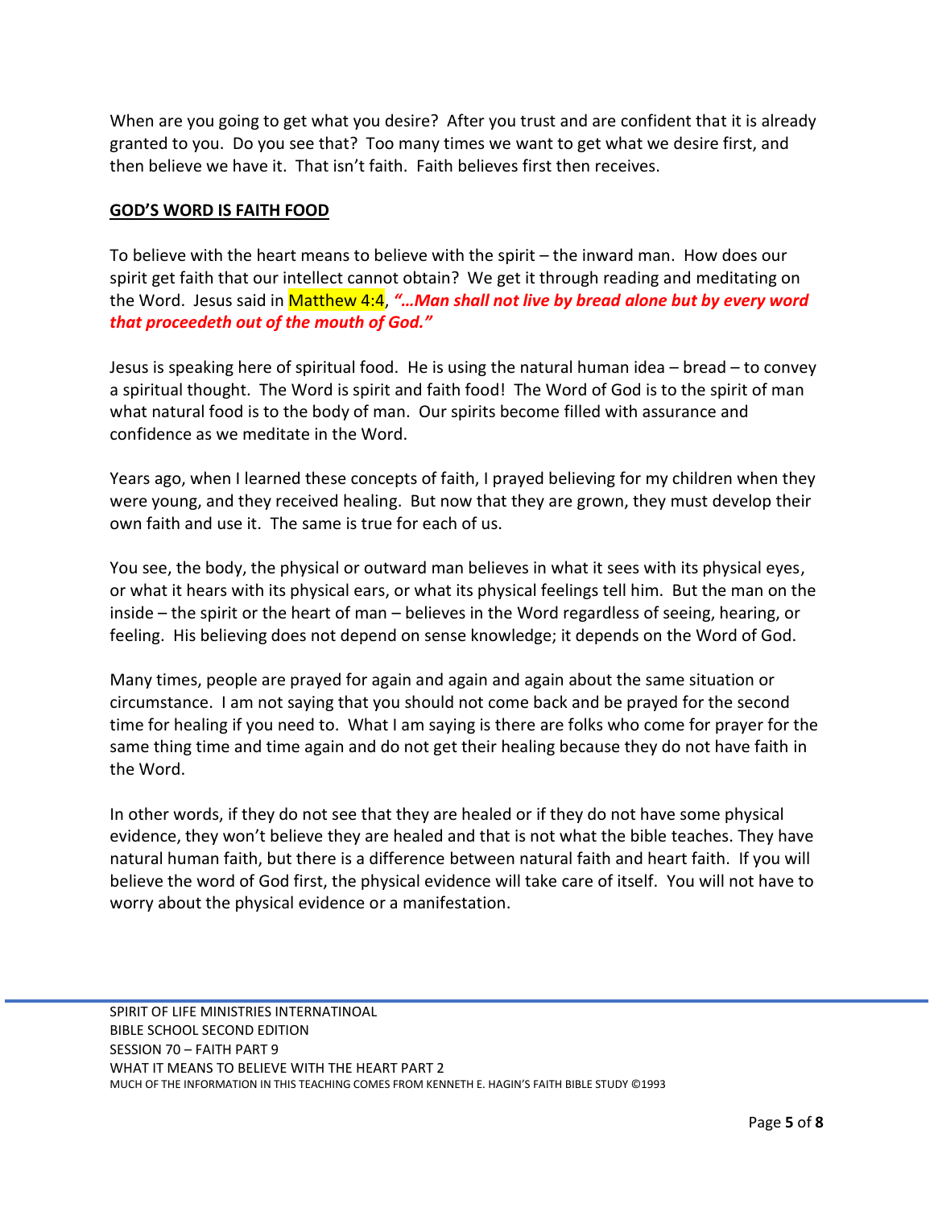When are you going to get what you desire? After you trust and are confident that it is already granted to you. Do you see that? Too many times we want to get what we desire first, and then believe we have it. That isn't faith. Faith believes first then receives.

**GOD'S WORD IS FAITH FOOD**

To believe with the heart means to believe with the spirit – the inward man. How does our spirit get faith that our intellect cannot obtain? We get it through reading and meditating on the Word. Jesus said in Matthew 4:4, ***"…Man shall not live by bread alone but by every word that proceedeth out of the mouth of God."***

Jesus is speaking here of spiritual food. He is using the natural human idea – bread – to convey a spiritual thought. The Word is spirit and faith food! The Word of God is to the spirit of man what natural food is to the body of man. Our spirits become filled with assurance and confidence as we meditate in the Word.

Years ago, when I learned these concepts of faith, I prayed believing for my children when they were young, and they received healing. But now that they are grown, they must develop their own faith and use it. The same is true for each of us.

You see, the body, the physical or outward man believes in what it sees with its physical eyes, or what it hears with its physical ears, or what its physical feelings tell him. But the man on the inside – the spirit or the heart of man – believes in the Word regardless of seeing, hearing, or feeling. His believing does not depend on sense knowledge; it depends on the Word of God.

Many times, people are prayed for again and again and again about the same situation or circumstance. I am not saying that you should not come back and be prayed for the second time for healing if you need to. What I am saying is there are folks who come for prayer for the same thing time and time again and do not get their healing because they do not have faith in the Word.

In other words, if they do not see that they are healed or if they do not have some physical evidence, they won't believe they are healed and that is not what the bible teaches. They have natural human faith, but there is a difference between natural faith and heart faith. If you will believe the word of God first, the physical evidence will take care of itself. You will not have to worry about the physical evidence or a manifestation.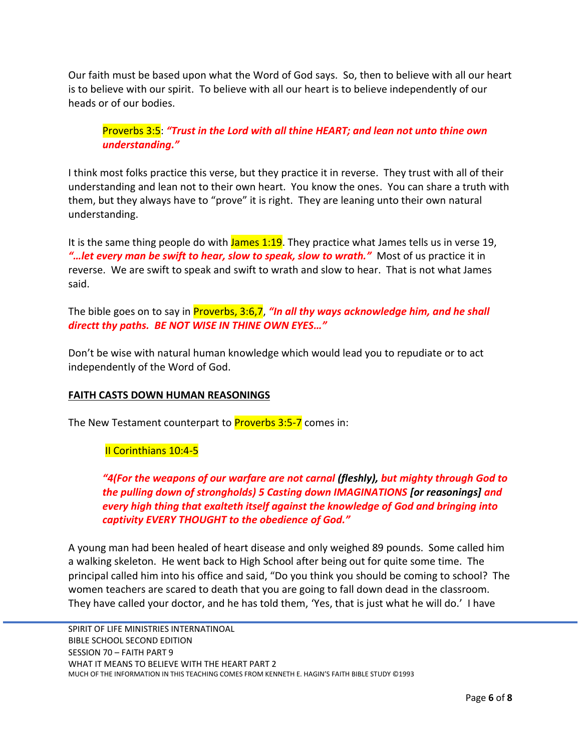Our faith must be based upon what the Word of God says. So, then to believe with all our heart is to believe with our spirit. To believe with all our heart is to believe independently of our heads or of our bodies.

> Proverbs 3:5: ***"Trust in the Lord with all thine HEART; and lean not unto thine own understanding."***

I think most folks practice this verse, but they practice it in reverse. They trust with all of their understanding and lean not to their own heart. You know the ones. You can share a truth with them, but they always have to "prove" it is right. They are leaning unto their own natural understanding.

It is the same thing people do with James 1:19. They practice what James tells us in verse 19, ***"…let every man be swift to hear, slow to speak, slow to wrath."*** Most of us practice it in reverse. We are swift to speak and swift to wrath and slow to hear. That is not what James said.

The bible goes on to say in Proverbs, 3:6,7, ***"In all thy ways acknowledge him, and he shall directt thy paths. BE NOT WISE IN THINE OWN EYES…"***

Don't be wise with natural human knowledge which would lead you to repudiate or to act independently of the Word of God.

**FAITH CASTS DOWN HUMAN REASONINGS**

The New Testament counterpart to Proverbs 3:5-7 comes in:

> II Corinthians 10:4-5
>
> ***"4(For the weapons of our warfare are not carnal** (fleshly), **but mighty through God to the pulling down of strongholds) 5 Casting down IMAGINATIONS** [or reasonings] **and every high thing that exalteth itself against the knowledge of God and bringing into captivity EVERY THOUGHT to the obedience of God."***

A young man had been healed of heart disease and only weighed 89 pounds. Some called him a walking skeleton. He went back to High School after being out for quite some time. The principal called him into his office and said, "Do you think you should be coming to school? The women teachers are scared to death that you are going to fall down dead in the classroom. They have called your doctor, and he has told them, 'Yes, that is just what he will do.' I have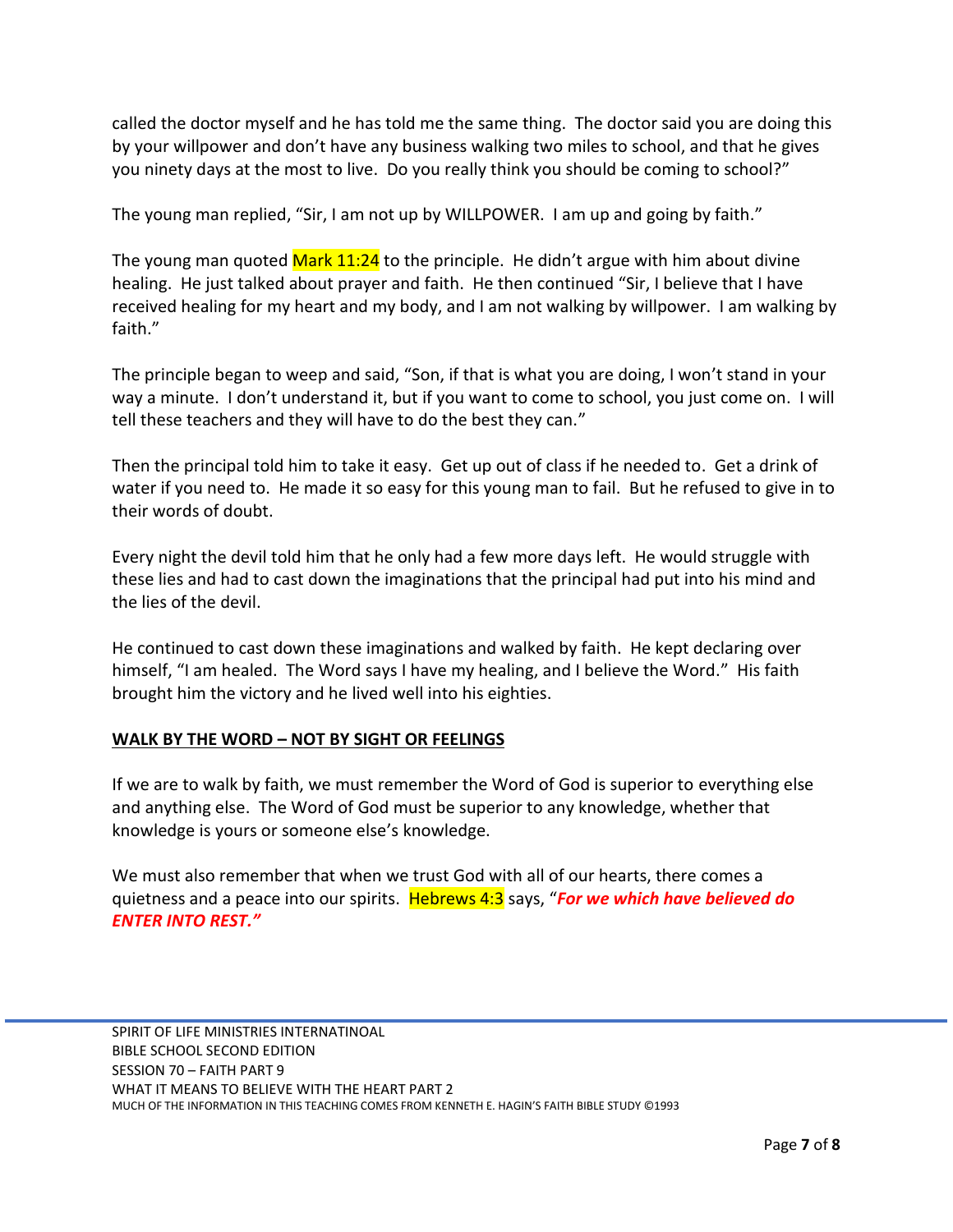called the doctor myself and he has told me the same thing. The doctor said you are doing this by your willpower and don't have any business walking two miles to school, and that he gives you ninety days at the most to live. Do you really think you should be coming to school?"

The young man replied, "Sir, I am not up by WILLPOWER. I am up and going by faith."

The young man quoted Mark 11:24 to the principle. He didn't argue with him about divine healing. He just talked about prayer and faith. He then continued "Sir, I believe that I have received healing for my heart and my body, and I am not walking by willpower. I am walking by faith."

The principle began to weep and said, "Son, if that is what you are doing, I won't stand in your way a minute. I don't understand it, but if you want to come to school, you just come on. I will tell these teachers and they will have to do the best they can."

Then the principal told him to take it easy. Get up out of class if he needed to. Get a drink of water if you need to. He made it so easy for this young man to fail. But he refused to give in to their words of doubt.

Every night the devil told him that he only had a few more days left. He would struggle with these lies and had to cast down the imaginations that the principal had put into his mind and the lies of the devil.

He continued to cast down these imaginations and walked by faith. He kept declaring over himself, "I am healed. The Word says I have my healing, and I believe the Word." His faith brought him the victory and he lived well into his eighties.

**WALK BY THE WORD – NOT BY SIGHT OR FEELINGS**

If we are to walk by faith, we must remember the Word of God is superior to everything else and anything else. The Word of God must be superior to any knowledge, whether that knowledge is yours or someone else's knowledge.

We must also remember that when we trust God with all of our hearts, there comes a quietness and a peace into our spirits. Hebrews 4:3 says, "***For we which have believed do ENTER INTO REST."***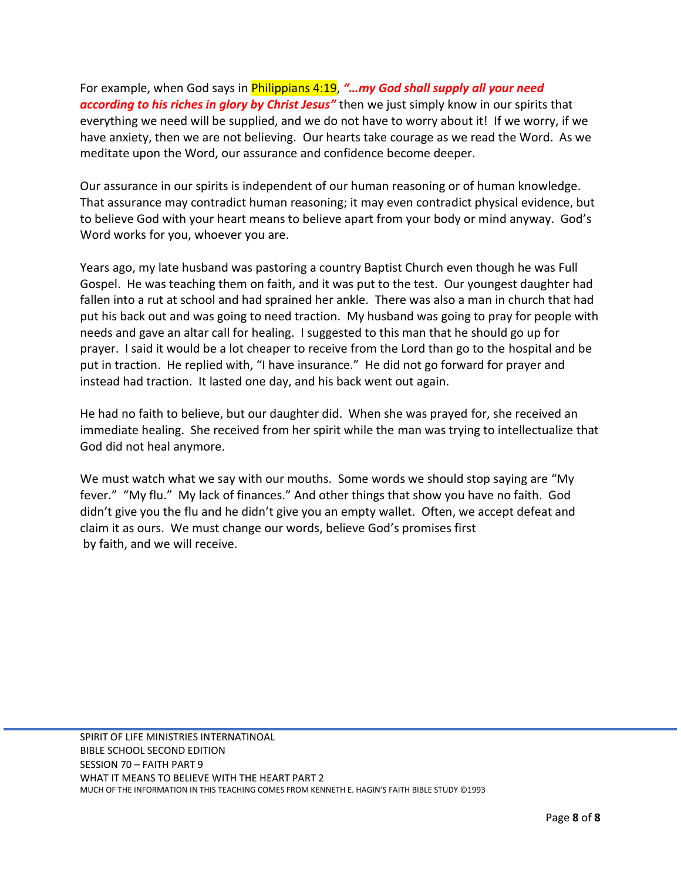For example, when God says in Philippians 4:19, ***"…my God shall supply all your need according to his riches in glory by Christ Jesus"*** then we just simply know in our spirits that everything we need will be supplied, and we do not have to worry about it! If we worry, if we have anxiety, then we are not believing. Our hearts take courage as we read the Word. As we meditate upon the Word, our assurance and confidence become deeper.

Our assurance in our spirits is independent of our human reasoning or of human knowledge. That assurance may contradict human reasoning; it may even contradict physical evidence, but to believe God with your heart means to believe apart from your body or mind anyway. God's Word works for you, whoever you are.

Years ago, my late husband was pastoring a country Baptist Church even though he was Full Gospel. He was teaching them on faith, and it was put to the test. Our youngest daughter had fallen into a rut at school and had sprained her ankle. There was also a man in church that had put his back out and was going to need traction. My husband was going to pray for people with needs and gave an altar call for healing. I suggested to this man that he should go up for prayer. I said it would be a lot cheaper to receive from the Lord than go to the hospital and be put in traction. He replied with, "I have insurance." He did not go forward for prayer and instead had traction. It lasted one day, and his back went out again.

He had no faith to believe, but our daughter did. When she was prayed for, she received an immediate healing. She received from her spirit while the man was trying to intellectualize that God did not heal anymore.

We must watch what we say with our mouths. Some words we should stop saying are "My fever." "My flu." My lack of finances." And other things that show you have no faith. God didn't give you the flu and he didn't give you an empty wallet. Often, we accept defeat and claim it as ours. We must change our words, believe God's promises first by faith, and we will receive.